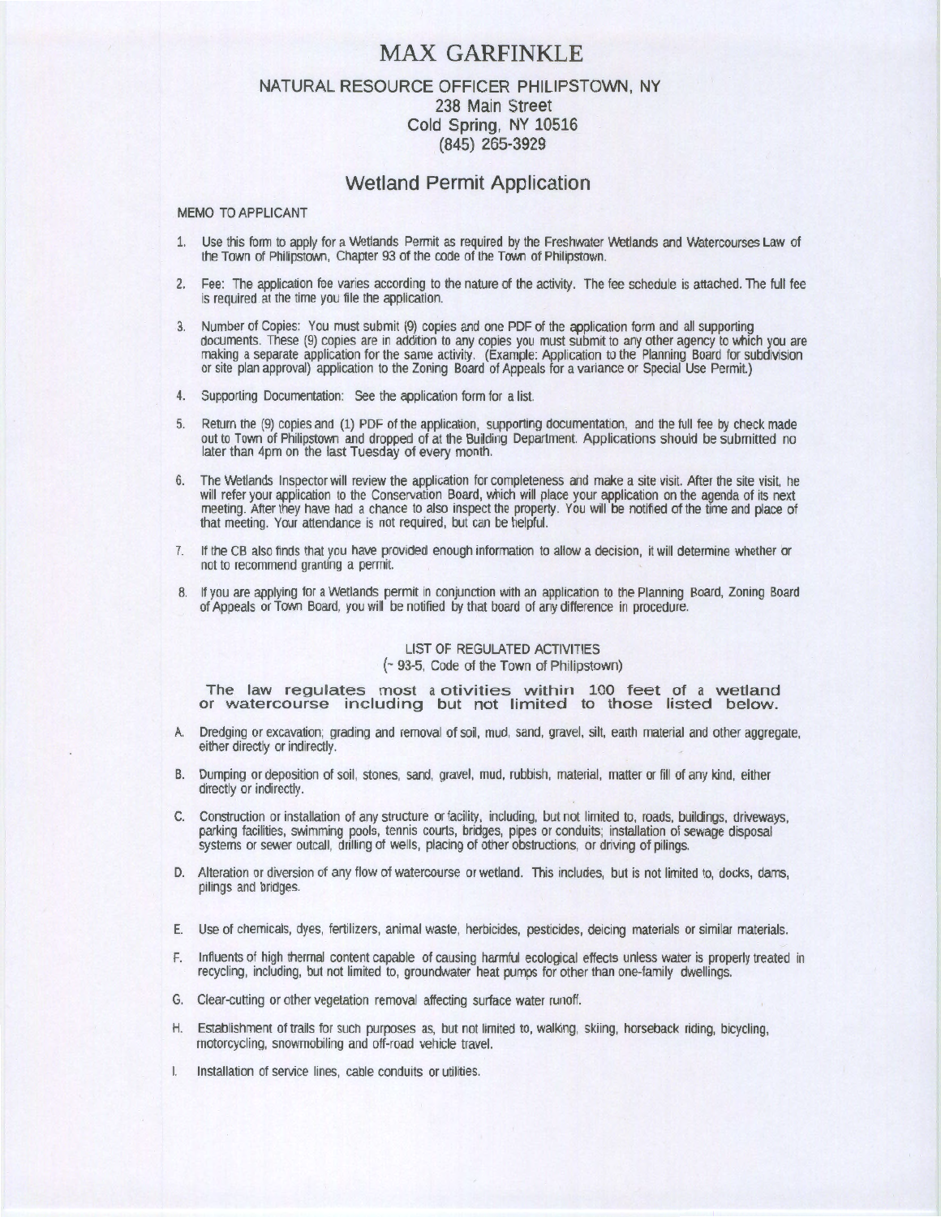# MAX GARFINKLE

## NATURAL RESOURCE OFFICER PHILIPSTOWN, NY

238 Main Street
Cold Spring, NY 10516
(845) 265-3929

## Wetland Permit Application

MEMO TO APPLICANT

1. Use this form to apply for a Wetlands Permit as required by the Freshwater Wetlands and Watercourses Law of the Town of Philipstown, Chapter 93 of the code of the Town of Philipstown.

2. Fee: The application fee varies according to the nature of the activity. The fee schedule is attached. The full fee is required at the time you file the application.

3. Number of Copies: You must submit (9) copies and one PDF of the application form and all supporting documents. These (9) copies are in addition to any copies you must submit to any other agency to which you are making a separate application for the same activity. (Example: Application to the Planning Board for subdivision or site plan approval) application to the Zoning Board of Appeals for a variance or Special Use Permit.)

4. Supporting Documentation: See the application form for a list.

5. Return the (9) copies and (1) PDF of the application, supporting documentation, and the full fee by check made out to Town of Philipstown and dropped of at the Building Department. Applications should be submitted no later than 4pm on the last Tuesday of every month.

6. The Wetlands Inspector will review the application for completeness and make a site visit. After the site visit, he will refer your application to the Conservation Board, which will place your application on the agenda of its next meeting. After they have had a chance to also inspect the property. You will be notified of the time and place of that meeting. Your attendance is not required, but can be helpful.

7. If the CB also finds that you have provided enough information to allow a decision, it will determine whether or not to recommend granting a permit.

8. If you are applying for a Wetlands permit in conjunction with an application to the Planning Board, Zoning Board of Appeals or Town Board, you will be notified by that board of any difference in procedure.

LIST OF REGULATED ACTIVITIES
(~ 93-5, Code of the Town of Philipstown)

**The law regulates most a otivities within 100 feet of a wetland or watercourse including but not limited to those listed below.**

A. Dredging or excavation; grading and removal of soil, mud, sand, gravel, silt, earth material and other aggregate, either directly or indirectly.

B. Dumping or deposition of soil, stones, sand, gravel, mud, rubbish, material, matter or fill of any kind, either directly or indirectly.

C. Construction or installation of any structure or facility, including, but not limited to, roads, buildings, driveways, parking facilities, swimming pools, tennis courts, bridges, pipes or conduits; installation of sewage disposal systems or sewer outcall, drilling of wells, placing of other obstructions, or driving of pilings.

D. Alteration or diversion of any flow of watercourse or wetland. This includes, but is not limited to, docks, dams, pilings and bridges.

E. Use of chemicals, dyes, fertilizers, animal waste, herbicides, pesticides, deicing materials or similar materials.

F. Influents of high thermal content capable of causing harmful ecological effects unless water is properly treated in recycling, including, but not limited to, groundwater heat pumps for other than one-family dwellings.

G. Clear-cutting or other vegetation removal affecting surface water runoff.

H. Establishment of trails for such purposes as, but not limited to, walking, skiing, horseback riding, bicycling, motorcycling, snowmobiling and off-road vehicle travel.

I. Installation of service lines, cable conduits or utilities.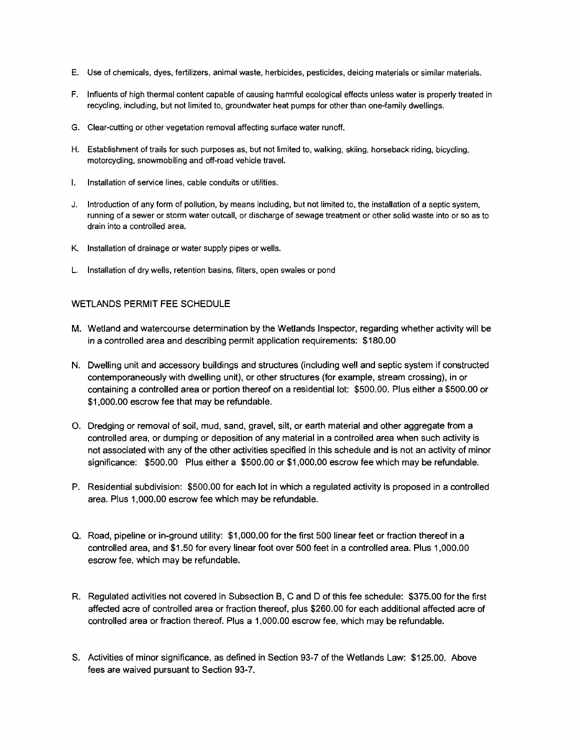E. Use of chemicals, dyes, fertilizers, animal waste, herbicides, pesticides, deicing materials or similar materials.

F. Influents of high thermal content capable of causing harmful ecological effects unless water is properly treated in recycling, including, but not limited to, groundwater heat pumps for other than one-family dwellings.

G. Clear-cutting or other vegetation removal affecting surface water runoff.

H. Establishment of trails for such purposes as, but not limited to, walking, skiing, horseback riding, bicycling, motorcycling, snowmobiling and off-road vehicle travel.

I. Installation of service lines, cable conduits or utilities.

J. Introduction of any form of pollution, by means including, but not limited to, the installation of a septic system, running of a sewer or storm water outcall, or discharge of sewage treatment or other solid waste into or so as to drain into a controlled area.

K. Installation of drainage or water supply pipes or wells.

L. Installation of dry wells, retention basins, filters, open swales or pond

## WETLANDS PERMIT FEE SCHEDULE

M. Wetland and watercourse determination by the Wetlands Inspector, regarding whether activity will be in a controlled area and describing permit application requirements: $180.00

N. Dwelling unit and accessory buildings and structures (including well and septic system if constructed contemporaneously with dwelling unit), or other structures (for example, stream crossing), in or containing a controlled area or portion thereof on a residential lot: $500.00. Plus either a $500.00 or $1,000.00 escrow fee that may be refundable.

O. Dredging or removal of soil, mud, sand, gravel, silt, or earth material and other aggregate from a controlled area, or dumping or deposition of any material in a controlled area when such activity is not associated with any of the other activities specified in this schedule and is not an activity of minor significance: $500.00 Plus either a $500.00 or $1,000.00 escrow fee which may be refundable.

P. Residential subdivision: $500.00 for each lot in which a regulated activity is proposed in a controlled area. Plus 1,000.00 escrow fee which may be refundable.

Q. Road, pipeline or in-ground utility: $1,000.00 for the first 500 linear feet or fraction thereof in a controlled area, and $1.50 for every linear foot over 500 feet in a controlled area. Plus 1,000.00 escrow fee, which may be refundable.

R. Regulated activities not covered in Subsection B, C and D of this fee schedule: $375.00 for the first affected acre of controlled area or fraction thereof, plus $260.00 for each additional affected acre of controlled area or fraction thereof. Plus a 1,000.00 escrow fee, which may be refundable.

S. Activities of minor significance, as defined in Section 93-7 of the Wetlands Law: $125.00. Above fees are waived pursuant to Section 93-7.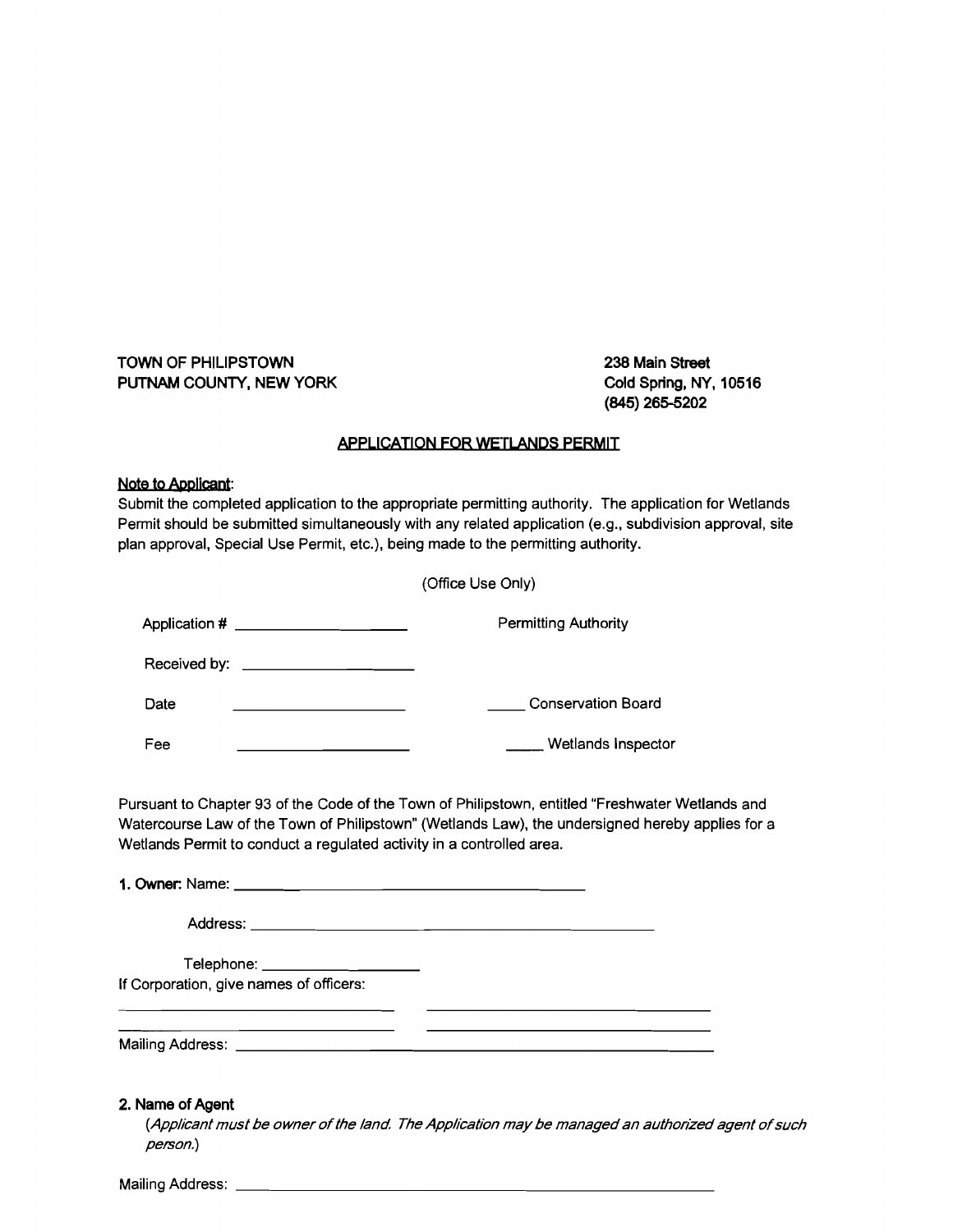TOWN OF PHILIPSTOWN
PUTNAM COUNTY, NEW YORK

238 Main Street
Cold Spring, NY, 10516
(845) 265-5202

## APPLICATION FOR WETLANDS PERMIT

**Note to Applicant:**
Submit the completed application to the appropriate permitting authority. The application for Wetlands Permit should be submitted simultaneously with any related application (e.g., subdivision approval, site plan approval, Special Use Permit, etc.), being made to the permitting authority.

(Office Use Only)

| | |
|---|---|
| Application # ____________________ | Permitting Authority |
| Received by: ____________________ | |
| Date ____________________ | _____ Conservation Board |
| Fee ____________________ | _____ Wetlands Inspector |

Pursuant to Chapter 93 of the Code of the Town of Philipstown, entitled "Freshwater Wetlands and Watercourse Law of the Town of Philipstown" (Wetlands Law), the undersigned hereby applies for a Wetlands Permit to conduct a regulated activity in a controlled area.

**1. Owner:** Name: ________________________________________

Address: ________________________________________________

Telephone: ____________________

If Corporation, give names of officers:

________________________________ ________________________________

________________________________ ________________________________

Mailing Address: ________________________________________________

**2. Name of Agent**

*(Applicant must be owner of the land. The Application may be managed an authorized agent of such person.)*

Mailing Address: ________________________________________________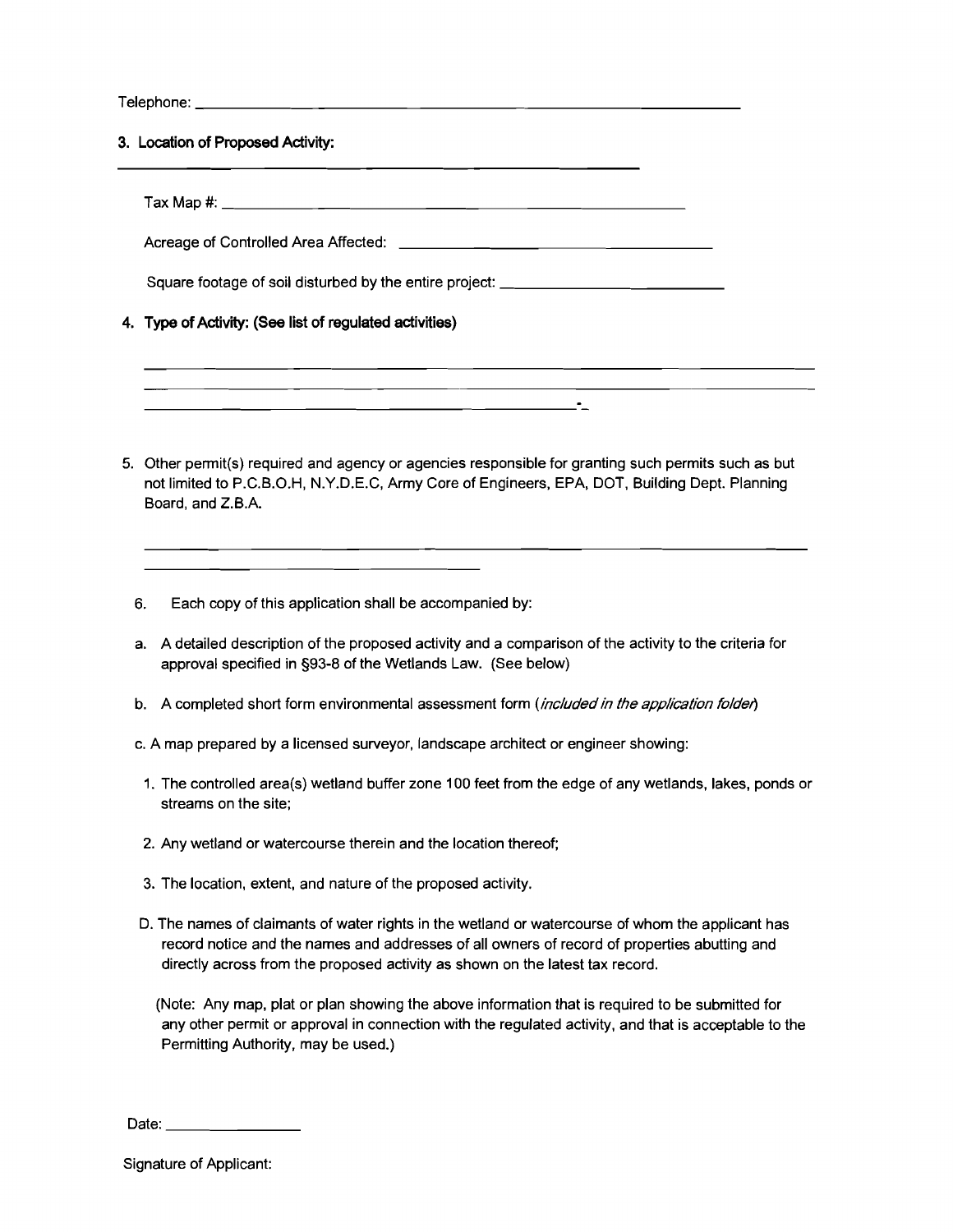Telephone: ______________________________________________

**3. Location of Proposed Activity:**

______________________________________________

Tax Map #: ______________________________________________

Acreage of Controlled Area Affected: ______________________________________________

Square footage of soil disturbed by the entire project: ______________________________

**4. Type of Activity: (See list of regulated activities)**

______________________________________________

______________________________________________

______________________________________________.

5. Other permit(s) required and agency or agencies responsible for granting such permits such as but not limited to P.C.B.O.H, N.Y.D.E.C, Army Core of Engineers, EPA, DOT, Building Dept. Planning Board, and Z.B.A.

______________________________________________

______________________________________________

6. Each copy of this application shall be accompanied by:

a. A detailed description of the proposed activity and a comparison of the activity to the criteria for approval specified in §93-8 of the Wetlands Law. (See below)

b. A completed short form environmental assessment form (*included in the application folder*)

c. A map prepared by a licensed surveyor, landscape architect or engineer showing:

1. The controlled area(s) wetland buffer zone 100 feet from the edge of any wetlands, lakes, ponds or streams on the site;
2. Any wetland or watercourse therein and the location thereof;
3. The location, extent, and nature of the proposed activity.

D. The names of claimants of water rights in the wetland or watercourse of whom the applicant has record notice and the names and addresses of all owners of record of properties abutting and directly across from the proposed activity as shown on the latest tax record.

(Note: Any map, plat or plan showing the above information that is required to be submitted for any other permit or approval in connection with the regulated activity, and that is acceptable to the Permitting Authority, may be used.)

Date: ________________

Signature of Applicant: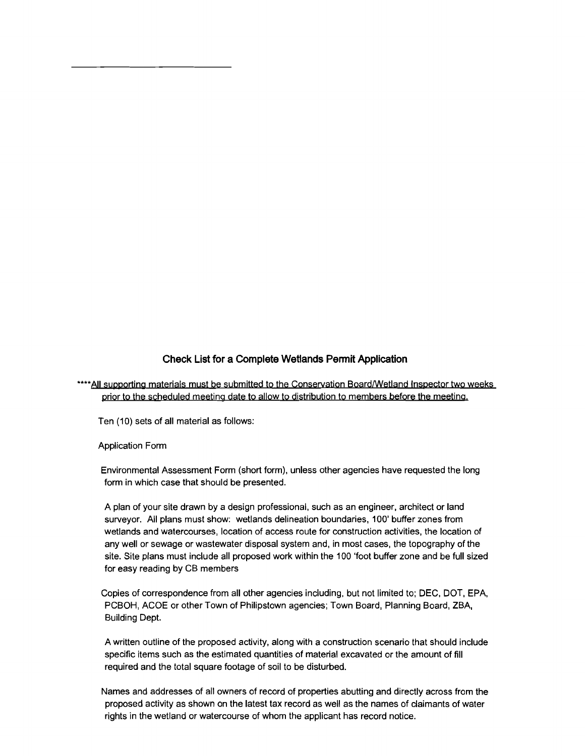## Check List for a Complete Wetlands Permit Application

****All supporting materials must be submitted to the Conservation Board/Wetland Inspector two weeks prior to the scheduled meeting date to allow to distribution to members before the meeting.

Ten (10) sets of all material as follows:

Application Form

Environmental Assessment Form (short form), unless other agencies have requested the long form in which case that should be presented.

A plan of your site drawn by a design professional, such as an engineer, architect or land surveyor. All plans must show: wetlands delineation boundaries, 100' buffer zones from wetlands and watercourses, location of access route for construction activities, the location of any well or sewage or wastewater disposal system and, in most cases, the topography of the site. Site plans must include all proposed work within the 100 'foot buffer zone and be full sized for easy reading by CB members

Copies of correspondence from all other agencies including, but not limited to; DEC, DOT, EPA, PCBOH, ACOE or other Town of Philipstown agencies; Town Board, Planning Board, ZBA, Building Dept.

A written outline of the proposed activity, along with a construction scenario that should include specific items such as the estimated quantities of material excavated or the amount of fill required and the total square footage of soil to be disturbed.

Names and addresses of all owners of record of properties abutting and directly across from the proposed activity as shown on the latest tax record as well as the names of claimants of water rights in the wetland or watercourse of whom the applicant has record notice.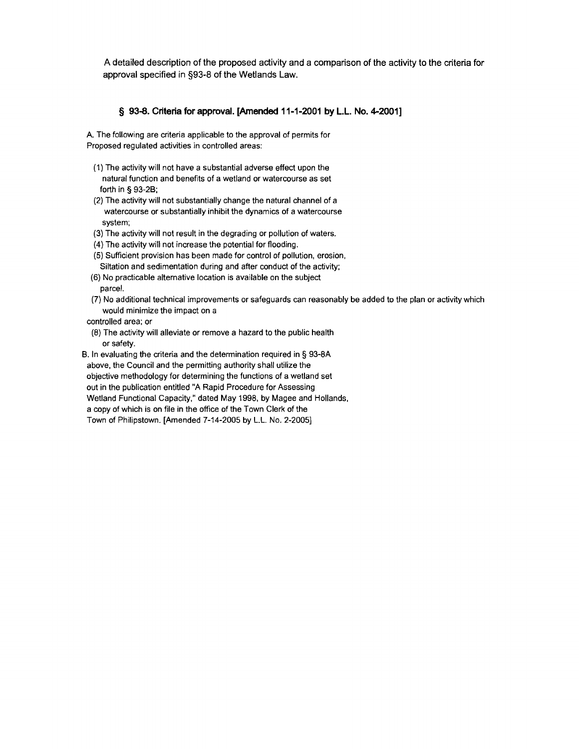A detailed description of the proposed activity and a comparison of the activity to the criteria for approval specified in §93-8 of the Wetlands Law.

### § 93-8. Criteria for approval. [Amended 11-1-2001 by L.L. No. 4-2001]

A. The following are criteria applicable to the approval of permits for Proposed regulated activities in controlled areas:

(1) The activity will not have a substantial adverse effect upon the natural function and benefits of a wetland or watercourse as set forth in § 93-2B;

(2) The activity will not substantially change the natural channel of a watercourse or substantially inhibit the dynamics of a watercourse system;

(3) The activity will not result in the degrading or pollution of waters.

(4) The activity will not increase the potential for flooding.

(5) Sufficient provision has been made for control of pollution, erosion, Siltation and sedimentation during and after conduct of the activity;

(6) No practicable alternative location is available on the subject parcel.

(7) No additional technical improvements or safeguards can reasonably be added to the plan or activity which would minimize the impact on a controlled area; or

(8) The activity will alleviate or remove a hazard to the public health or safety.

B. In evaluating the criteria and the determination required in § 93-8A above, the Council and the permitting authority shall utilize the objective methodology for determining the functions of a wetland set out in the publication entitled "A Rapid Procedure for Assessing Wetland Functional Capacity," dated May 1998, by Magee and Hollands, a copy of which is on file in the office of the Town Clerk of the Town of Philipstown. [Amended 7-14-2005 by L.L. No. 2-2005]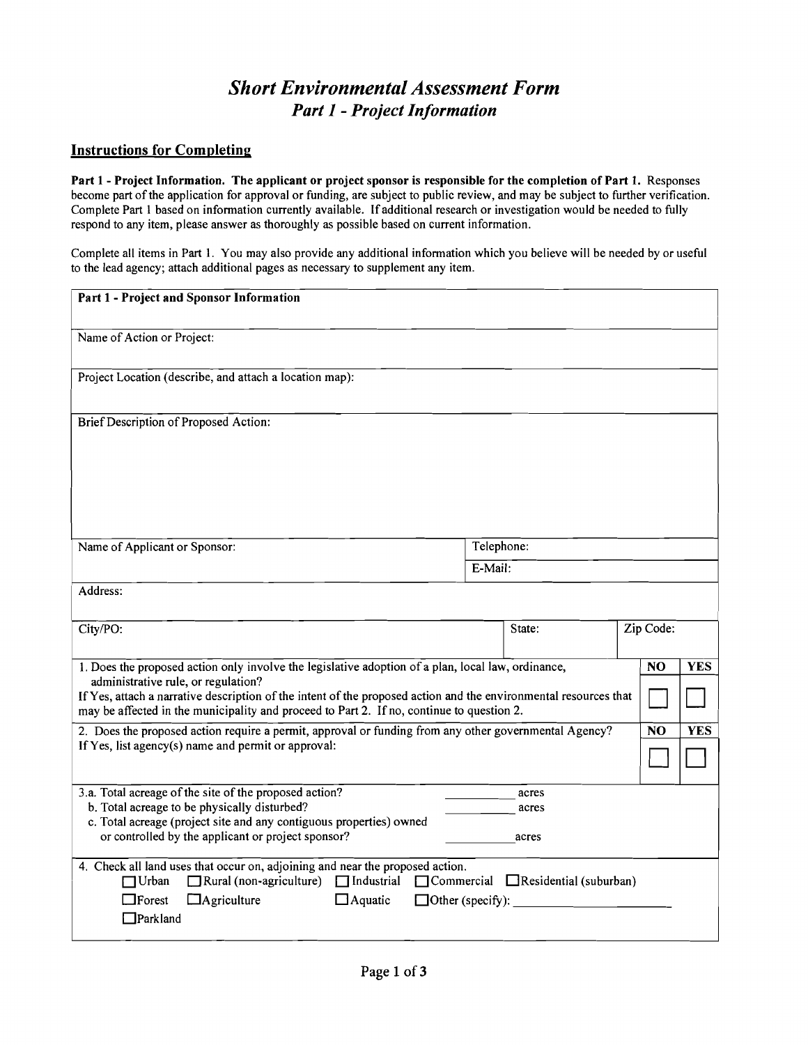# *Short Environmental Assessment Form*
## *Part 1 - Project Information*

### Instructions for Completing

**Part 1 - Project Information. The applicant or project sponsor is responsible for the completion of Part 1.** Responses become part of the application for approval or funding, are subject to public review, and may be subject to further verification. Complete Part 1 based on information currently available. If additional research or investigation would be needed to fully respond to any item, please answer as thoroughly as possible based on current information.

Complete all items in Part 1. You may also provide any additional information which you believe will be needed by or useful to the lead agency; attach additional pages as necessary to supplement any item.

| **Part 1 - Project and Sponsor Information** | | | | |
|---|---|---|---|---|
| Name of Action or Project: | | | | |
| Project Location (describe, and attach a location map): | | | | |
| Brief Description of Proposed Action: | | | | |
| Name of Applicant or Sponsor: | Telephone: | | | |
| | E-Mail: | | | |
| Address: | | | | |
| City/PO: | State: | Zip Code: | | |
| 1. Does the proposed action only involve the legislative adoption of a plan, local law, ordinance, administrative rule, or regulation? If Yes, attach a narrative description of the intent of the proposed action and the environmental resources that may be affected in the municipality and proceed to Part 2. If no, continue to question 2. | | | **NO** ☐ | **YES** ☐ |
| 2. Does the proposed action require a permit, approval or funding from any other governmental Agency? If Yes, list agency(s) name and permit or approval: | | | **NO** ☐ | **YES** ☐ |
| 3.a. Total acreage of the site of the proposed action? ________ acres<br>b. Total acreage to be physically disturbed? ________ acres<br>c. Total acreage (project site and any contiguous properties) owned or controlled by the applicant or project sponsor? ________ acres | | | | |
| 4. Check all land uses that occur on, adjoining and near the proposed action.<br>☐ Urban ☐ Rural (non-agriculture) ☐ Industrial ☐ Commercial ☐ Residential (suburban)<br>☐ Forest ☐ Agriculture ☐ Aquatic ☐ Other (specify): ____________<br>☐ Parkland | | | | |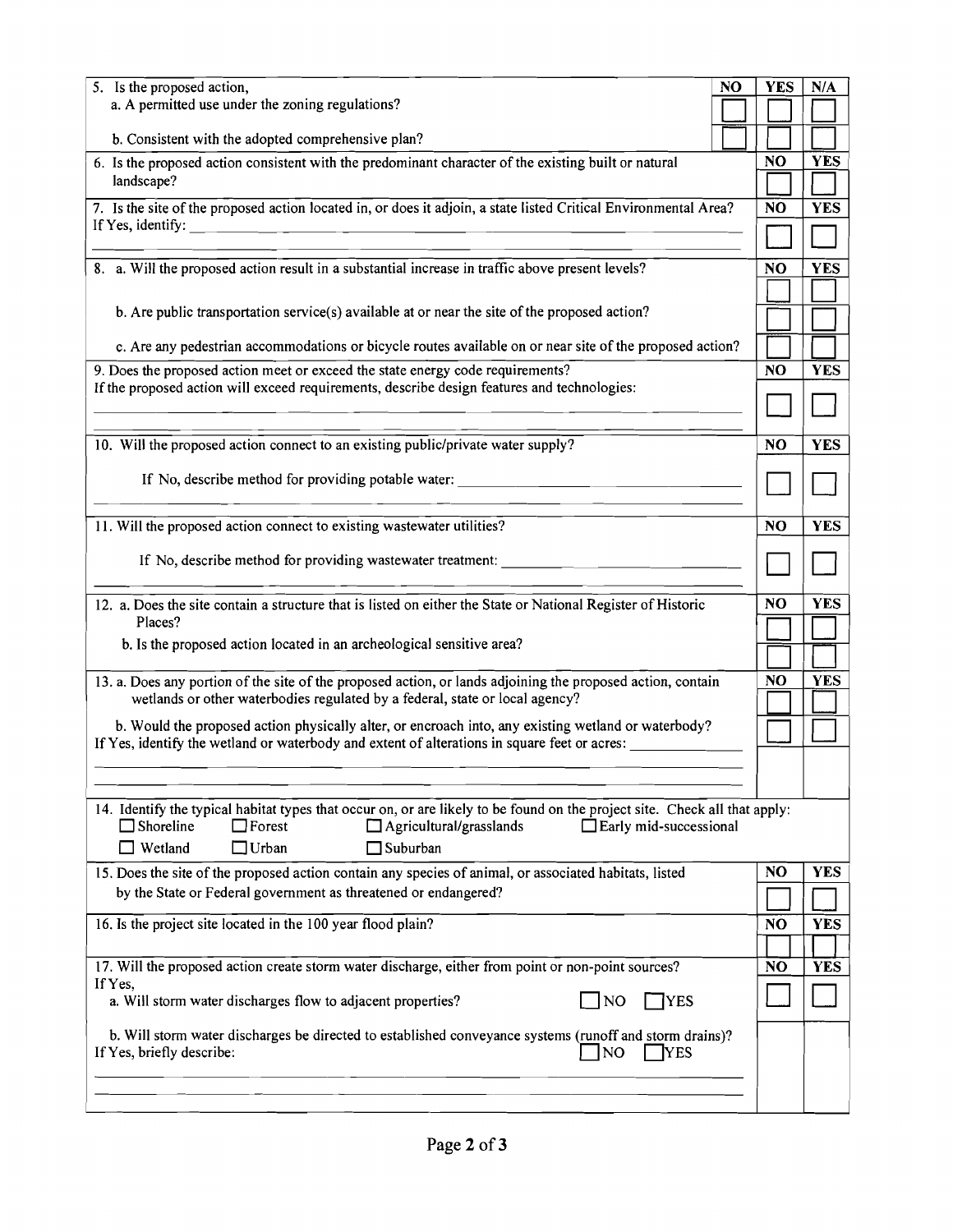| 5. Is the proposed action, | NO | YES | N/A |
|---|---|---|---|
| a. A permitted use under the zoning regulations? | ☐ | ☐ | ☐ |
| b. Consistent with the adopted comprehensive plan? | ☐ | ☐ | ☐ |

| | NO | YES |
|---|---|---|
| 6. Is the proposed action consistent with the predominant character of the existing built or natural landscape? | ☐ | ☐ |
| 7. Is the site of the proposed action located in, or does it adjoin, a state listed Critical Environmental Area? If Yes, identify: ______________________________ | ☐ | ☐ |
| 8. a. Will the proposed action result in a substantial increase in traffic above present levels? | ☐ | ☐ |
| b. Are public transportation service(s) available at or near the site of the proposed action? | ☐ | ☐ |
| c. Are any pedestrian accommodations or bicycle routes available on or near site of the proposed action? | ☐ | ☐ |
| 9. Does the proposed action meet or exceed the state energy code requirements? If the proposed action will exceed requirements, describe design features and technologies: ______________________________ | ☐ | ☐ |
| 10. Will the proposed action connect to an existing public/private water supply? If No, describe method for providing potable water: ______________________________ | ☐ | ☐ |
| 11. Will the proposed action connect to existing wastewater utilities? If No, describe method for providing wastewater treatment: ______________________________ | ☐ | ☐ |
| 12. a. Does the site contain a structure that is listed on either the State or National Register of Historic Places? | ☐ | ☐ |
| b. Is the proposed action located in an archeological sensitive area? | ☐ | ☐ |
| 13. a. Does any portion of the site of the proposed action, or lands adjoining the proposed action, contain wetlands or other waterbodies regulated by a federal, state or local agency? | ☐ | ☐ |
| b. Would the proposed action physically alter, or encroach into, any existing wetland or waterbody? If Yes, identify the wetland or waterbody and extent of alterations in square feet or acres: ______________________________ | ☐ | ☐ |

14. Identify the typical habitat types that occur on, or are likely to be found on the project site. Check all that apply:
☐ Shoreline ☐ Forest ☐ Agricultural/grasslands ☐ Early mid-successional
☐ Wetland ☐ Urban ☐ Suburban

| | NO | YES |
|---|---|---|
| 15. Does the site of the proposed action contain any species of animal, or associated habitats, listed by the State or Federal government as threatened or endangered? | ☐ | ☐ |
| 16. Is the project site located in the 100 year flood plain? | ☐ | ☐ |
| 17. Will the proposed action create storm water discharge, either from point or non-point sources? If Yes, a. Will storm water discharges flow to adjacent properties? ☐ NO ☐ YES | ☐ | ☐ |
| b. Will storm water discharges be directed to established conveyance systems (runoff and storm drains)? If Yes, briefly describe: ☐ NO ☐ YES ______________________________ | | |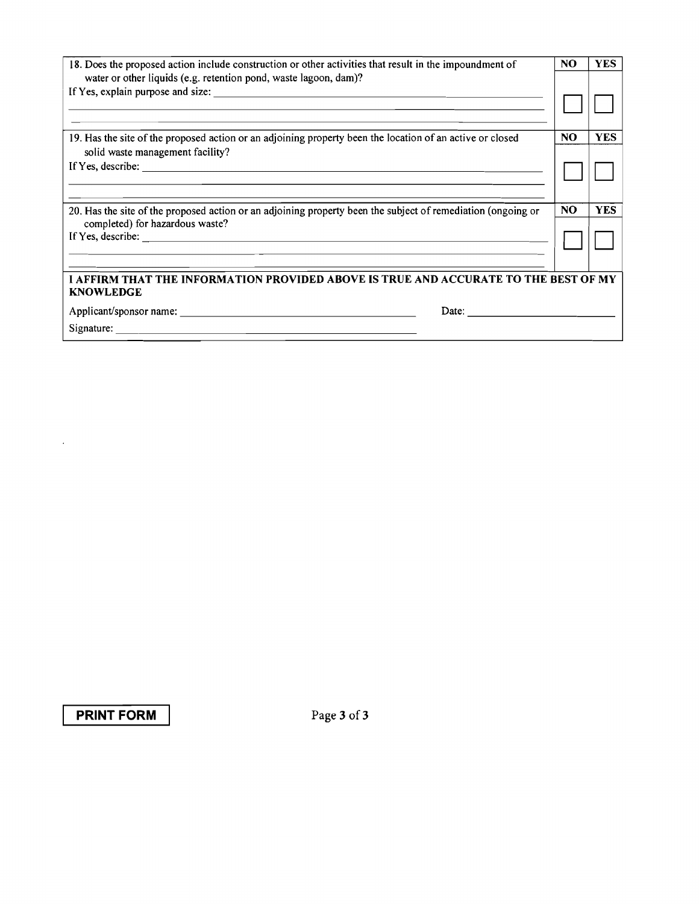| | NO | YES |
|---|---|---|
| 18. Does the proposed action include construction or other activities that result in the impoundment of water or other liquids (e.g. retention pond, waste lagoon, dam)? If Yes, explain purpose and size: ______________________________ | ☐ | ☐ |
| 19. Has the site of the proposed action or an adjoining property been the location of an active or closed solid waste management facility? If Yes, describe: ______________________________ | ☐ | ☐ |
| 20. Has the site of the proposed action or an adjoining property been the subject of remediation (ongoing or completed) for hazardous waste? If Yes, describe: ______________________________ | ☐ | ☐ |

**I AFFIRM THAT THE INFORMATION PROVIDED ABOVE IS TRUE AND ACCURATE TO THE BEST OF MY KNOWLEDGE**

Applicant/sponsor name: ______________________________ Date: ______________

Signature: ______________________________

**PRINT FORM**